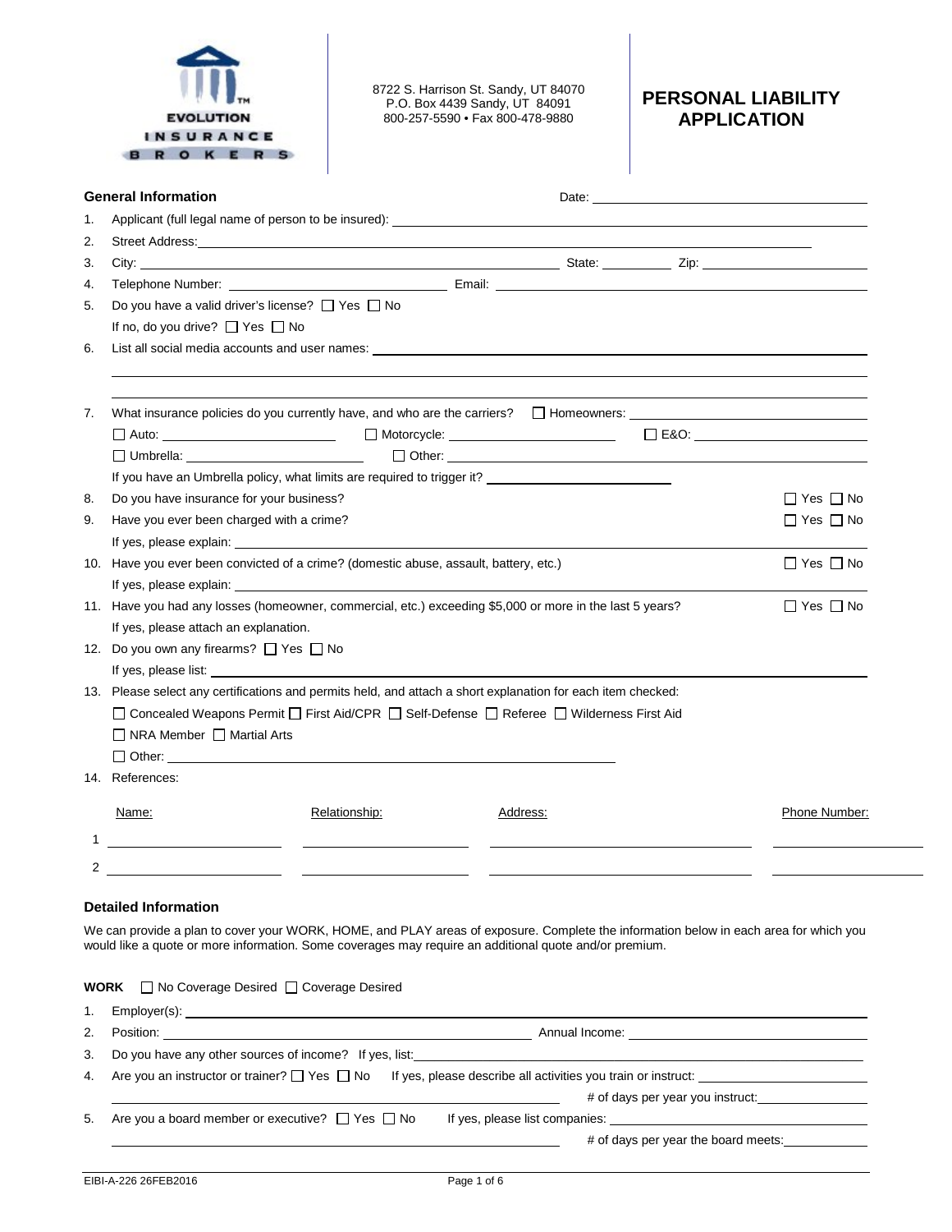EVOLUTION INSURANCE BROKERS

8722 S. Harrison St. Sandy, UT 84070
P.O. Box 4439 Sandy, UT 84091
800-257-5590 • Fax 800-478-9880

# PERSONAL LIABILITY APPLICATION

## General Information

Date: ____________________

1. Applicant (full legal name of person to be insured): ____________________
2. Street Address: ____________________
3. City: ____________________ State: __________ Zip: ____________________
4. Telephone Number: ____________________ Email: ____________________
5. Do you have a valid driver's license? ☐ Yes ☐ No
   If no, do you drive? ☐ Yes ☐ No
6. List all social media accounts and user names: ____________________
7. What insurance policies do you currently have, and who are the carriers? ☐ Homeowners: __________
   ☐ Auto: __________ ☐ Motorcycle: __________ ☐ E&O: __________
   ☐ Umbrella: __________ ☐ Other: __________
   If you have an Umbrella policy, what limits are required to trigger it? __________
8. Do you have insurance for your business? ☐ Yes ☐ No
9. Have you ever been charged with a crime? ☐ Yes ☐ No
   If yes, please explain: ____________________
10. Have you ever been convicted of a crime? (domestic abuse, assault, battery, etc.) ☐ Yes ☐ No
    If yes, please explain: ____________________
11. Have you had any losses (homeowner, commercial, etc.) exceeding $5,000 or more in the last 5 years? ☐ Yes ☐ No
    If yes, please attach an explanation.
12. Do you own any firearms? ☐ Yes ☐ No
    If yes, please list: ____________________
13. Please select any certifications and permits held, and attach a short explanation for each item checked:
    ☐ Concealed Weapons Permit ☐ First Aid/CPR ☐ Self-Defense ☐ Referee ☐ Wilderness First Aid
    ☐ NRA Member ☐ Martial Arts
    ☐ Other: ____________________
14. References:

| | Name: | Relationship: | Address: | Phone Number: |
|---|---|---|---|---|
| 1 | | | | |
| 2 | | | | |

## Detailed Information

We can provide a plan to cover your WORK, HOME, and PLAY areas of exposure. Complete the information below in each area for which you would like a quote or more information. Some coverages may require an additional quote and/or premium.

**WORK** ☐ No Coverage Desired ☐ Coverage Desired

1. Employer(s): ____________________
2. Position: ____________________ Annual Income: ____________________
3. Do you have any other sources of income? If yes, list: ____________________
4. Are you an instructor or trainer? ☐ Yes ☐ No If yes, please describe all activities you train or instruct: ____________________
   # of days per year you instruct: __________
5. Are you a board member or executive? ☐ Yes ☐ No If yes, please list companies: ____________________
   # of days per year the board meets: __________

EIBI-A-226 26FEB2016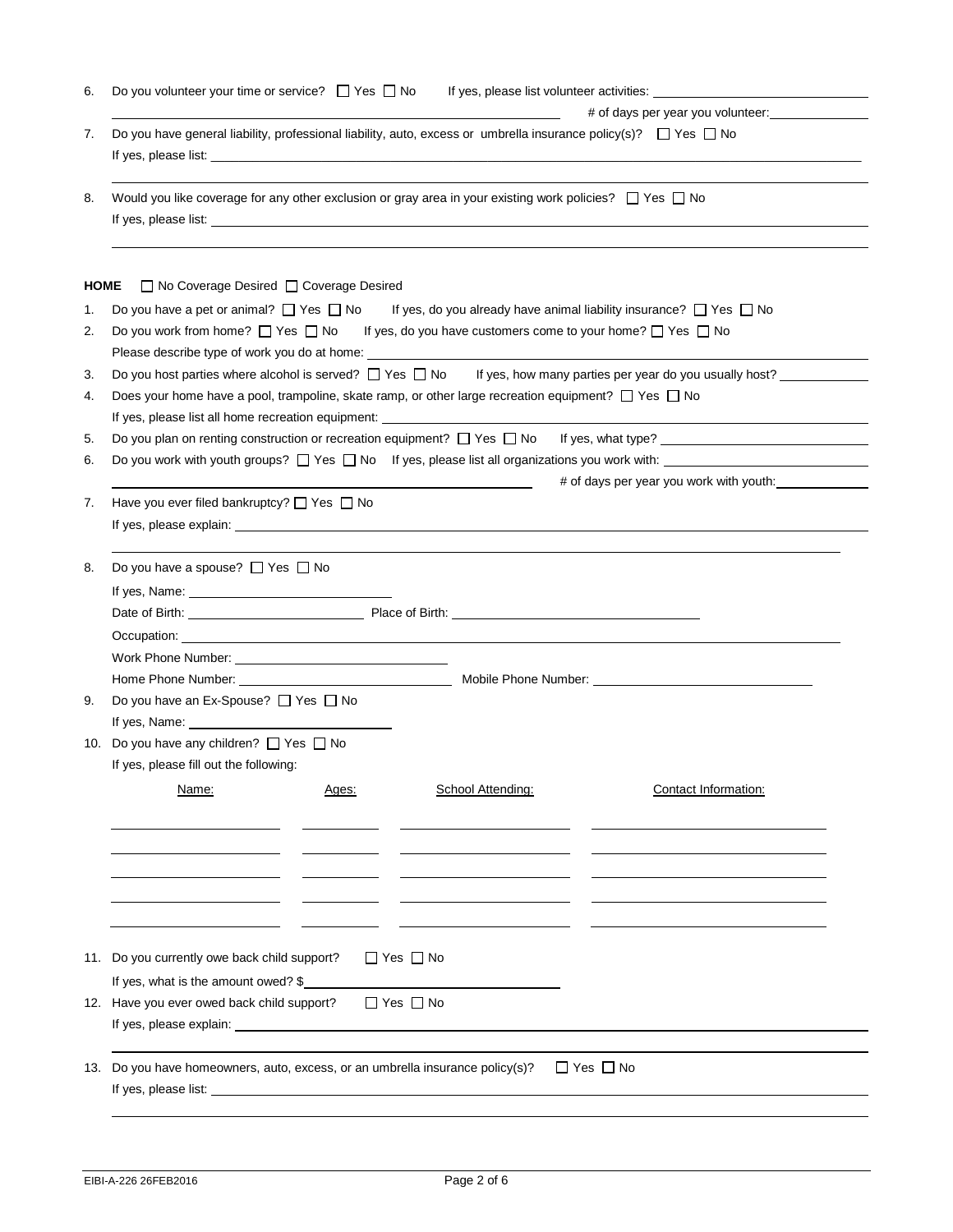6. Do you volunteer your time or service? ☐ Yes ☐ No If yes, please list volunteer activities: \_\_\_\_\_\_\_\_\_\_\_\_\_\_\_\_\_\_\_\_

   \_\_\_\_\_\_\_\_\_\_\_\_\_\_\_\_\_\_\_\_ # of days per year you volunteer: \_\_\_\_\_\_\_\_\_\_

7. Do you have general liability, professional liability, auto, excess or umbrella insurance policy(s)? ☐ Yes ☐ No

   If yes, please list: \_\_\_\_\_\_\_\_\_\_\_\_\_\_\_\_\_\_\_\_

8. Would you like coverage for any other exclusion or gray area in your existing work policies? ☐ Yes ☐ No

   If yes, please list: \_\_\_\_\_\_\_\_\_\_\_\_\_\_\_\_\_\_\_\_

**HOME** ☐ No Coverage Desired ☐ Coverage Desired

1. Do you have a pet or animal? ☐ Yes ☐ No If yes, do you already have animal liability insurance? ☐ Yes ☐ No
2. Do you work from home? ☐ Yes ☐ No If yes, do you have customers come to your home? ☐ Yes ☐ No

   Please describe type of work you do at home: \_\_\_\_\_\_\_\_\_\_\_\_\_\_\_\_\_\_\_\_

3. Do you host parties where alcohol is served? ☐ Yes ☐ No If yes, how many parties per year do you usually host? \_\_\_\_\_\_\_\_\_\_
4. Does your home have a pool, trampoline, skate ramp, or other large recreation equipment? ☐ Yes ☐ No

   If yes, please list all home recreation equipment: \_\_\_\_\_\_\_\_\_\_\_\_\_\_\_\_\_\_\_\_

5. Do you plan on renting construction or recreation equipment? ☐ Yes ☐ No If yes, what type? \_\_\_\_\_\_\_\_\_\_\_\_\_\_\_\_\_\_\_\_
6. Do you work with youth groups? ☐ Yes ☐ No If yes, please list all organizations you work with: \_\_\_\_\_\_\_\_\_\_\_\_\_\_\_\_\_\_\_\_

   \_\_\_\_\_\_\_\_\_\_\_\_\_\_\_\_\_\_\_\_ # of days per year you work with youth: \_\_\_\_\_\_\_\_\_\_

7. Have you ever filed bankruptcy? ☐ Yes ☐ No

   If yes, please explain: \_\_\_\_\_\_\_\_\_\_\_\_\_\_\_\_\_\_\_\_

8. Do you have a spouse? ☐ Yes ☐ No

   If yes, Name: \_\_\_\_\_\_\_\_\_\_\_\_\_\_\_\_\_\_\_\_

   Date of Birth: \_\_\_\_\_\_\_\_\_\_\_\_\_\_\_\_\_\_\_\_ Place of Birth: \_\_\_\_\_\_\_\_\_\_\_\_\_\_\_\_\_\_\_\_

   Occupation: \_\_\_\_\_\_\_\_\_\_\_\_\_\_\_\_\_\_\_\_

   Work Phone Number: \_\_\_\_\_\_\_\_\_\_\_\_\_\_\_\_\_\_\_\_

   Home Phone Number: \_\_\_\_\_\_\_\_\_\_\_\_\_\_\_\_\_\_\_\_ Mobile Phone Number: \_\_\_\_\_\_\_\_\_\_\_\_\_\_\_\_\_\_\_\_

9. Do you have an Ex-Spouse? ☐ Yes ☐ No

   If yes, Name: \_\_\_\_\_\_\_\_\_\_\_\_\_\_\_\_\_\_\_\_

10. Do you have any children? ☐ Yes ☐ No

    If yes, please fill out the following:

| Name: | Ages: | School Attending: | Contact Information: |
|---|---|---|---|
| | | | |
| | | | |
| | | | |
| | | | |
| | | | |

11. Do you currently owe back child support? ☐ Yes ☐ No

    If yes, what is the amount owed? $\_\_\_\_\_\_\_\_\_\_\_\_\_\_\_\_\_\_\_\_

12. Have you ever owed back child support? ☐ Yes ☐ No

    If yes, please explain: \_\_\_\_\_\_\_\_\_\_\_\_\_\_\_\_\_\_\_\_

13. Do you have homeowners, auto, excess, or an umbrella insurance policy(s)? ☐ Yes ☐ No

    If yes, please list: \_\_\_\_\_\_\_\_\_\_\_\_\_\_\_\_\_\_\_\_

EIBI-A-226 26FEB2016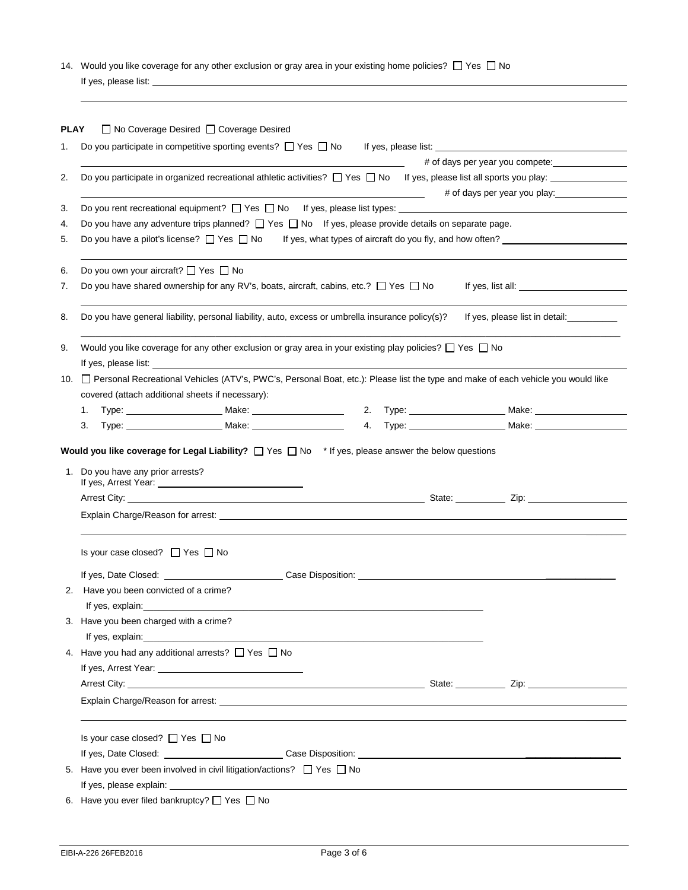14. Would you like coverage for any other exclusion or gray area in your existing home policies? ☐ Yes ☐ No
    If yes, please list: ______________________________________________

**PLAY** ☐ No Coverage Desired ☐ Coverage Desired

1. Do you participate in competitive sporting events? ☐ Yes ☐ No If yes, please list: ______________________
   ______________________ # of days per year you compete: __________
2. Do you participate in organized recreational athletic activities? ☐ Yes ☐ No If yes, please list all sports you play: __________
   ______________________ # of days per year you play: __________
3. Do you rent recreational equipment? ☐ Yes ☐ No If yes, please list types: ______________________
4. Do you have any adventure trips planned? ☐ Yes ☐ No If yes, please provide details on separate page.
5. Do you have a pilot's license? ☐ Yes ☐ No If yes, what types of aircraft do you fly, and how often? ______________________
6. Do you own your aircraft? ☐ Yes ☐ No
7. Do you have shared ownership for any RV's, boats, aircraft, cabins, etc.? ☐ Yes ☐ No If yes, list all: ______________________
8. Do you have general liability, personal liability, auto, excess or umbrella insurance policy(s)? If yes, please list in detail: __________
9. Would you like coverage for any other exclusion or gray area in your existing play policies? ☐ Yes ☐ No
   If yes, please list: ______________________
10. ☐ Personal Recreational Vehicles (ATV's, PWC's, Personal Boat, etc.): Please list the type and make of each vehicle you would like covered (attach additional sheets if necessary):
    1. Type: __________ Make: __________
    2. Type: __________ Make: __________
    3. Type: __________ Make: __________
    4. Type: __________ Make: __________

**Would you like coverage for Legal Liability?** ☐ Yes ☐ No \* If yes, please answer the below questions

1. Do you have any prior arrests?
   If yes, Arrest Year: __________
   Arrest City: ______________________ State: __________ Zip: __________
   Explain Charge/Reason for arrest: ______________________

   Is your case closed? ☐ Yes ☐ No

   If yes, Date Closed: __________ Case Disposition: ______________________
2. Have you been convicted of a crime?
   If yes, explain: ______________________
3. Have you been charged with a crime?
   If yes, explain: ______________________
4. Have you had any additional arrests? ☐ Yes ☐ No
   If yes, Arrest Year: __________
   Arrest City: ______________________ State: __________ Zip: __________
   Explain Charge/Reason for arrest: ______________________

   Is your case closed? ☐ Yes ☐ No
   If yes, Date Closed: __________ Case Disposition: ______________________
5. Have you ever been involved in civil litigation/actions? ☐ Yes ☐ No
   If yes, please explain: ______________________
6. Have you ever filed bankruptcy? ☐ Yes ☐ No

EIBI-A-226 26FEB2016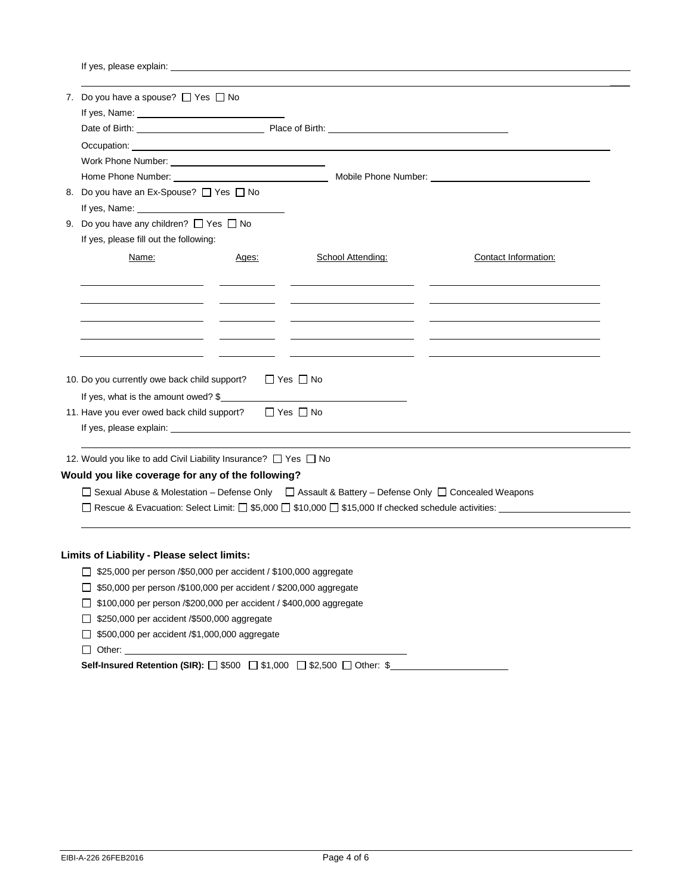If yes, please explain: ______________________________________________________________________________

______________________________________________________________________________

7. Do you have a spouse? ☐ Yes ☐ No

   If yes, Name: ______________________

   Date of Birth: ____________________ Place of Birth: ______________________________

   Occupation: ______________________________________________________________________

   Work Phone Number: ______________________

   Home Phone Number: ______________________ Mobile Phone Number: ______________________

8. Do you have an Ex-Spouse? ☐ Yes ☐ No

   If yes, Name: ______________________

9. Do you have any children? ☐ Yes ☐ No

   If yes, please fill out the following:

| Name: | Ages: | School Attending: | Contact Information: |
|---|---|---|---|
| | | | |
| | | | |
| | | | |
| | | | |
| | | | |

10. Do you currently owe back child support? ☐ Yes ☐ No

    If yes, what is the amount owed? $______________________

11. Have you ever owed back child support? ☐ Yes ☐ No

    If yes, please explain: ______________________________________________________________________________

    ______________________________________________________________________________

12. Would you like to add Civil Liability Insurance? ☐ Yes ☐ No

**Would you like coverage for any of the following?**

☐ Sexual Abuse & Molestation – Defense Only ☐ Assault & Battery – Defense Only ☐ Concealed Weapons

☐ Rescue & Evacuation: Select Limit: ☐ $5,000 ☐ $10,000 ☐ $15,000 If checked schedule activities: ______________________

______________________________________________________________________________

**Limits of Liability - Please select limits:**

☐ $25,000 per person /$50,000 per accident / $100,000 aggregate

☐ $50,000 per person /$100,000 per accident / $200,000 aggregate

☐ $100,000 per person /$200,000 per accident / $400,000 aggregate

☐ $250,000 per accident /$500,000 aggregate

☐ $500,000 per accident /$1,000,000 aggregate

☐ Other: ______________________________

**Self-Insured Retention (SIR):** ☐ $500 ☐ $1,000 ☐ $2,500 ☐ Other: $______________________

EIBI-A-226 26FEB2016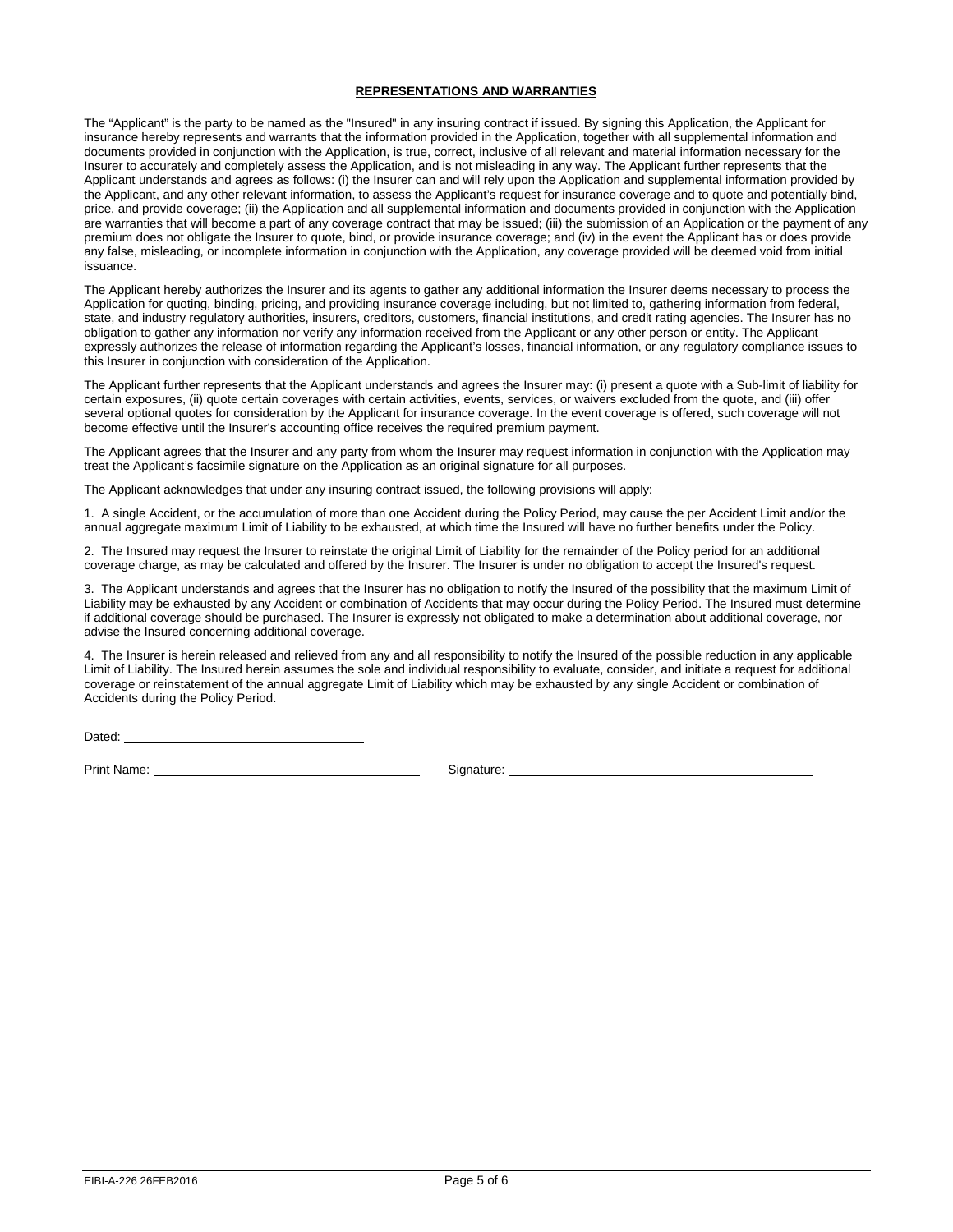## REPRESENTATIONS AND WARRANTIES

The “Applicant” is the party to be named as the "Insured" in any insuring contract if issued. By signing this Application, the Applicant for insurance hereby represents and warrants that the information provided in the Application, together with all supplemental information and documents provided in conjunction with the Application, is true, correct, inclusive of all relevant and material information necessary for the Insurer to accurately and completely assess the Application, and is not misleading in any way. The Applicant further represents that the Applicant understands and agrees as follows: (i) the Insurer can and will rely upon the Application and supplemental information provided by the Applicant, and any other relevant information, to assess the Applicant’s request for insurance coverage and to quote and potentially bind, price, and provide coverage; (ii) the Application and all supplemental information and documents provided in conjunction with the Application are warranties that will become a part of any coverage contract that may be issued; (iii) the submission of an Application or the payment of any premium does not obligate the Insurer to quote, bind, or provide insurance coverage; and (iv) in the event the Applicant has or does provide any false, misleading, or incomplete information in conjunction with the Application, any coverage provided will be deemed void from initial issuance.

The Applicant hereby authorizes the Insurer and its agents to gather any additional information the Insurer deems necessary to process the Application for quoting, binding, pricing, and providing insurance coverage including, but not limited to, gathering information from federal, state, and industry regulatory authorities, insurers, creditors, customers, financial institutions, and credit rating agencies. The Insurer has no obligation to gather any information nor verify any information received from the Applicant or any other person or entity. The Applicant expressly authorizes the release of information regarding the Applicant’s losses, financial information, or any regulatory compliance issues to this Insurer in conjunction with consideration of the Application.

The Applicant further represents that the Applicant understands and agrees the Insurer may: (i) present a quote with a Sub-limit of liability for certain exposures, (ii) quote certain coverages with certain activities, events, services, or waivers excluded from the quote, and (iii) offer several optional quotes for consideration by the Applicant for insurance coverage. In the event coverage is offered, such coverage will not become effective until the Insurer’s accounting office receives the required premium payment.

The Applicant agrees that the Insurer and any party from whom the Insurer may request information in conjunction with the Application may treat the Applicant’s facsimile signature on the Application as an original signature for all purposes.

The Applicant acknowledges that under any insuring contract issued, the following provisions will apply:

1. A single Accident, or the accumulation of more than one Accident during the Policy Period, may cause the per Accident Limit and/or the annual aggregate maximum Limit of Liability to be exhausted, at which time the Insured will have no further benefits under the Policy.

2. The Insured may request the Insurer to reinstate the original Limit of Liability for the remainder of the Policy period for an additional coverage charge, as may be calculated and offered by the Insurer. The Insurer is under no obligation to accept the Insured's request.

3. The Applicant understands and agrees that the Insurer has no obligation to notify the Insured of the possibility that the maximum Limit of Liability may be exhausted by any Accident or combination of Accidents that may occur during the Policy Period. The Insured must determine if additional coverage should be purchased. The Insurer is expressly not obligated to make a determination about additional coverage, nor advise the Insured concerning additional coverage.

4. The Insurer is herein released and relieved from any and all responsibility to notify the Insured of the possible reduction in any applicable Limit of Liability. The Insured herein assumes the sole and individual responsibility to evaluate, consider, and initiate a request for additional coverage or reinstatement of the annual aggregate Limit of Liability which may be exhausted by any single Accident or combination of Accidents during the Policy Period.

Dated: ______________________________

Print Name: ______________________________ Signature: ______________________________

EIBI-A-226 26FEB2016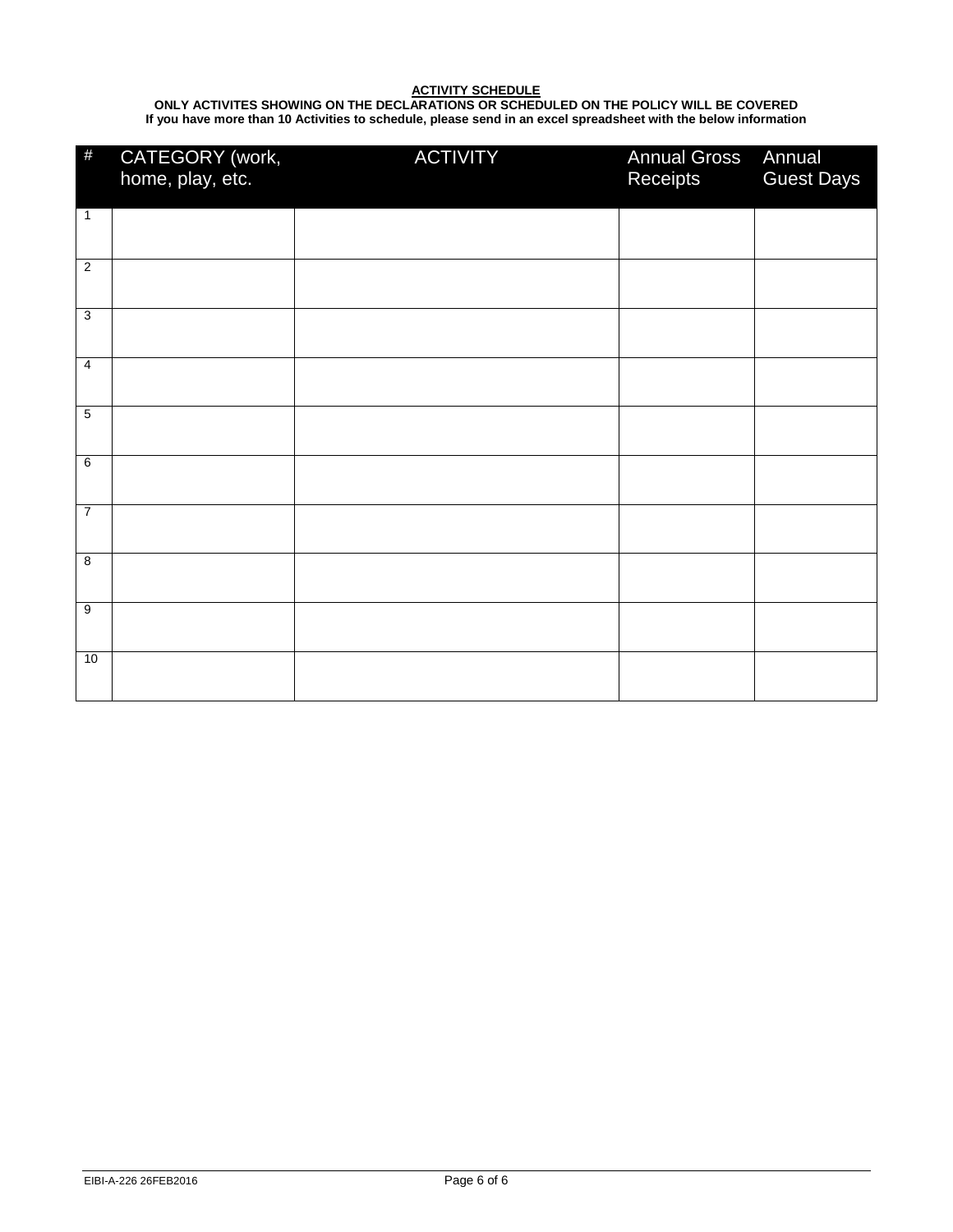## ACTIVITY SCHEDULE

**ONLY ACTIVITES SHOWING ON THE DECLARATIONS OR SCHEDULED ON THE POLICY WILL BE COVERED**
**If you have more than 10 Activities to schedule, please send in an excel spreadsheet with the below information**

| # | CATEGORY (work, home, play, etc. | ACTIVITY | Annual Gross Receipts | Annual Guest Days |
|---|---|---|---|---|
| 1 | | | | |
| 2 | | | | |
| 3 | | | | |
| 4 | | | | |
| 5 | | | | |
| 6 | | | | |
| 7 | | | | |
| 8 | | | | |
| 9 | | | | |
| 10 | | | | |

EIBI-A-226 26FEB2016